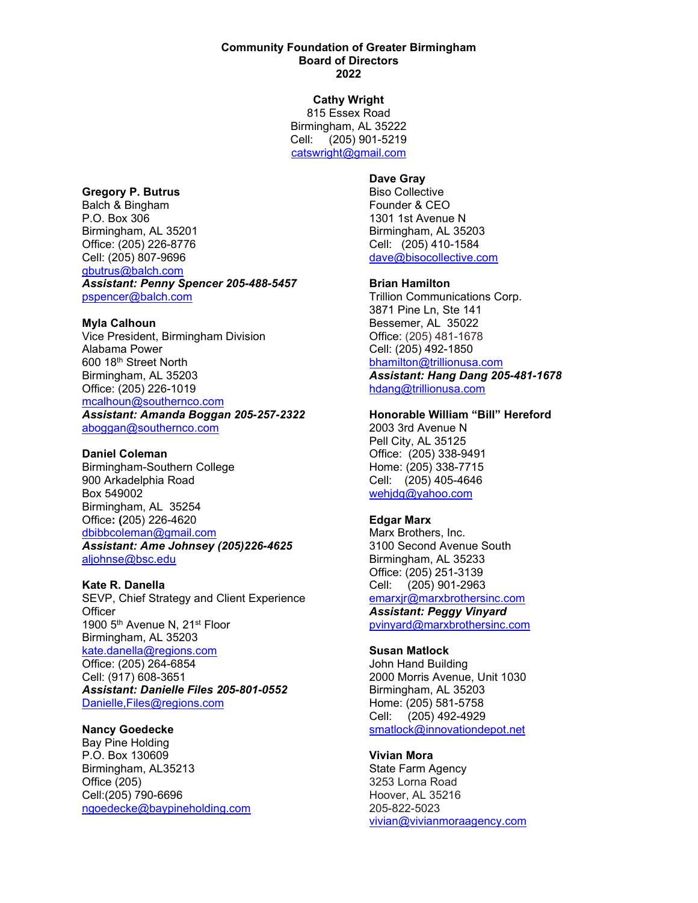**Community Foundation of Greater Birmingham**
**Board of Directors**
**2022**

**Cathy Wright**
815 Essex Road
Birmingham, AL 35222
Cell: (205) 901-5219
catswright@gmail.com

**Gregory P. Butrus**
Balch & Bingham
P.O. Box 306
Birmingham, AL 35201
Office: (205) 226-8776
Cell: (205) 807-9696
gbutrus@balch.com
***Assistant: Penny Spencer 205-488-5457***
pspencer@balch.com

**Myla Calhoun**
Vice President, Birmingham Division
Alabama Power
600 18th Street North
Birmingham, AL 35203
Office: (205) 226-1019
mcalhoun@southernco.com
***Assistant: Amanda Boggan 205-257-2322***
aboggan@southernco.com

**Daniel Coleman**
Birmingham-Southern College
900 Arkadelphia Road
Box 549002
Birmingham, AL 35254
Office: (205) 226-4620
dbibbcoleman@gmail.com
***Assistant: Ame Johnsey (205)226-4625***
aljohnse@bsc.edu

**Kate R. Danella**
SEVP, Chief Strategy and Client Experience Officer
1900 5th Avenue N, 21st Floor
Birmingham, AL 35203
kate.danella@regions.com
Office: (205) 264-6854
Cell: (917) 608-3651
***Assistant: Danielle Files 205-801-0552***
Danielle,Files@regions.com

**Nancy Goedecke**
Bay Pine Holding
P.O. Box 130609
Birmingham, AL35213
Office (205)
Cell:(205) 790-6696
ngoedecke@baypineholding.com

**Dave Gray**
Biso Collective
Founder & CEO
1301 1st Avenue N
Birmingham, AL 35203
Cell: (205) 410-1584
dave@bisocollective.com

**Brian Hamilton**
Trillion Communications Corp.
3871 Pine Ln, Ste 141
Bessemer, AL 35022
Office: (205) 481-1678
Cell: (205) 492-1850
bhamilton@trillionusa.com
***Assistant: Hang Dang 205-481-1678***
hdang@trillionusa.com

**Honorable William "Bill" Hereford**
2003 3rd Avenue N
Pell City, AL 35125
Office: (205) 338-9491
Home: (205) 338-7715
Cell: (205) 405-4646
wehjdg@yahoo.com

**Edgar Marx**
Marx Brothers, Inc.
3100 Second Avenue South
Birmingham, AL 35233
Office: (205) 251-3139
Cell: (205) 901-2963
emarxjr@marxbrothersinc.com
***Assistant: Peggy Vinyard***
pvinyard@marxbrothersinc.com

**Susan Matlock**
John Hand Building
2000 Morris Avenue, Unit 1030
Birmingham, AL 35203
Home: (205) 581-5758
Cell: (205) 492-4929
smatlock@innovationdepot.net

**Vivian Mora**
State Farm Agency
3253 Lorna Road
Hoover, AL 35216
205-822-5023
vivian@vivianmoraagency.com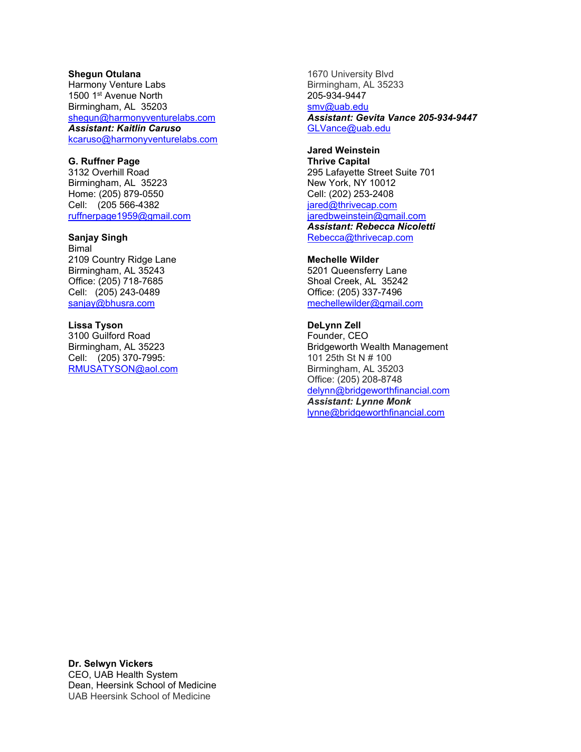**Shegun Otulana**
Harmony Venture Labs
1500 1st Avenue North
Birmingham, AL 35203
shegun@harmonyventurelabs.com
***Assistant: Kaitlin Caruso***
kcaruso@harmonyventurelabs.com

**G. Ruffner Page**
3132 Overhill Road
Birmingham, AL 35223
Home: (205) 879-0550
Cell: (205 566-4382
ruffnerpage1959@gmail.com

**Sanjay Singh**
Bimal
2109 Country Ridge Lane
Birmingham, AL 35243
Office: (205) 718-7685
Cell: (205) 243-0489
sanjay@bhusra.com

**Lissa Tyson**
3100 Guilford Road
Birmingham, AL 35223
Cell: (205) 370-7995:
RMUSATYSON@aol.com

**Dr. Selwyn Vickers**
CEO, UAB Health System
Dean, Heersink School of Medicine
UAB Heersink School of Medicine
1670 University Blvd
Birmingham, AL 35233
205-934-9447
smv@uab.edu
***Assistant: Gevita Vance 205-934-9447***
GLVance@uab.edu

**Jared Weinstein**
**Thrive Capital**
295 Lafayette Street Suite 701
New York, NY 10012
Cell: (202) 253-2408
jared@thrivecap.com
jaredbweinstein@gmail.com
***Assistant: Rebecca Nicoletti***
Rebecca@thrivecap.com

**Mechelle Wilder**
5201 Queensferry Lane
Shoal Creek, AL 35242
Office: (205) 337-7496
mechellewilder@gmail.com

**DeLynn Zell**
Founder, CEO
Bridgeworth Wealth Management
101 25th St N # 100
Birmingham, AL 35203
Office: (205) 208-8748
delynn@bridgeworthfinancial.com
***Assistant: Lynne Monk***
lynne@bridgeworthfinancial.com